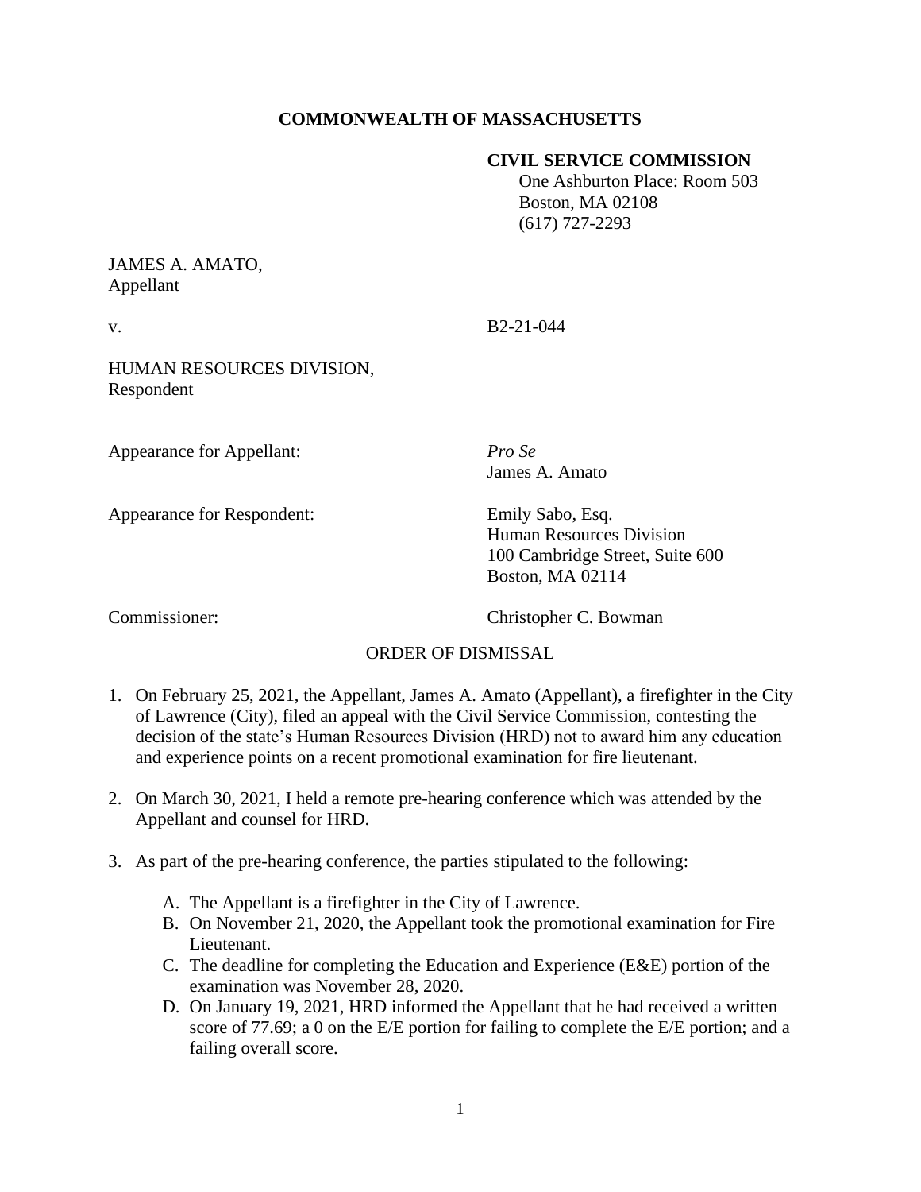**COMMONWEALTH OF MASSACHUSETTS**

**CIVIL SERVICE COMMISSION**
One Ashburton Place: Room 503
Boston, MA 02108
(617) 727-2293

JAMES A. AMATO,
Appellant

v. B2-21-044

HUMAN RESOURCES DIVISION,
Respondent

Appearance for Appellant: *Pro Se*
James A. Amato

Appearance for Respondent: Emily Sabo, Esq.
Human Resources Division
100 Cambridge Street, Suite 600
Boston, MA 02114

Commissioner: Christopher C. Bowman

ORDER OF DISMISSAL

1. On February 25, 2021, the Appellant, James A. Amato (Appellant), a firefighter in the City of Lawrence (City), filed an appeal with the Civil Service Commission, contesting the decision of the state's Human Resources Division (HRD) not to award him any education and experience points on a recent promotional examination for fire lieutenant.

2. On March 30, 2021, I held a remote pre-hearing conference which was attended by the Appellant and counsel for HRD.

3. As part of the pre-hearing conference, the parties stipulated to the following:

   A. The Appellant is a firefighter in the City of Lawrence.
   B. On November 21, 2020, the Appellant took the promotional examination for Fire Lieutenant.
   C. The deadline for completing the Education and Experience (E&E) portion of the examination was November 28, 2020.
   D. On January 19, 2021, HRD informed the Appellant that he had received a written score of 77.69; a 0 on the E/E portion for failing to complete the E/E portion; and a failing overall score.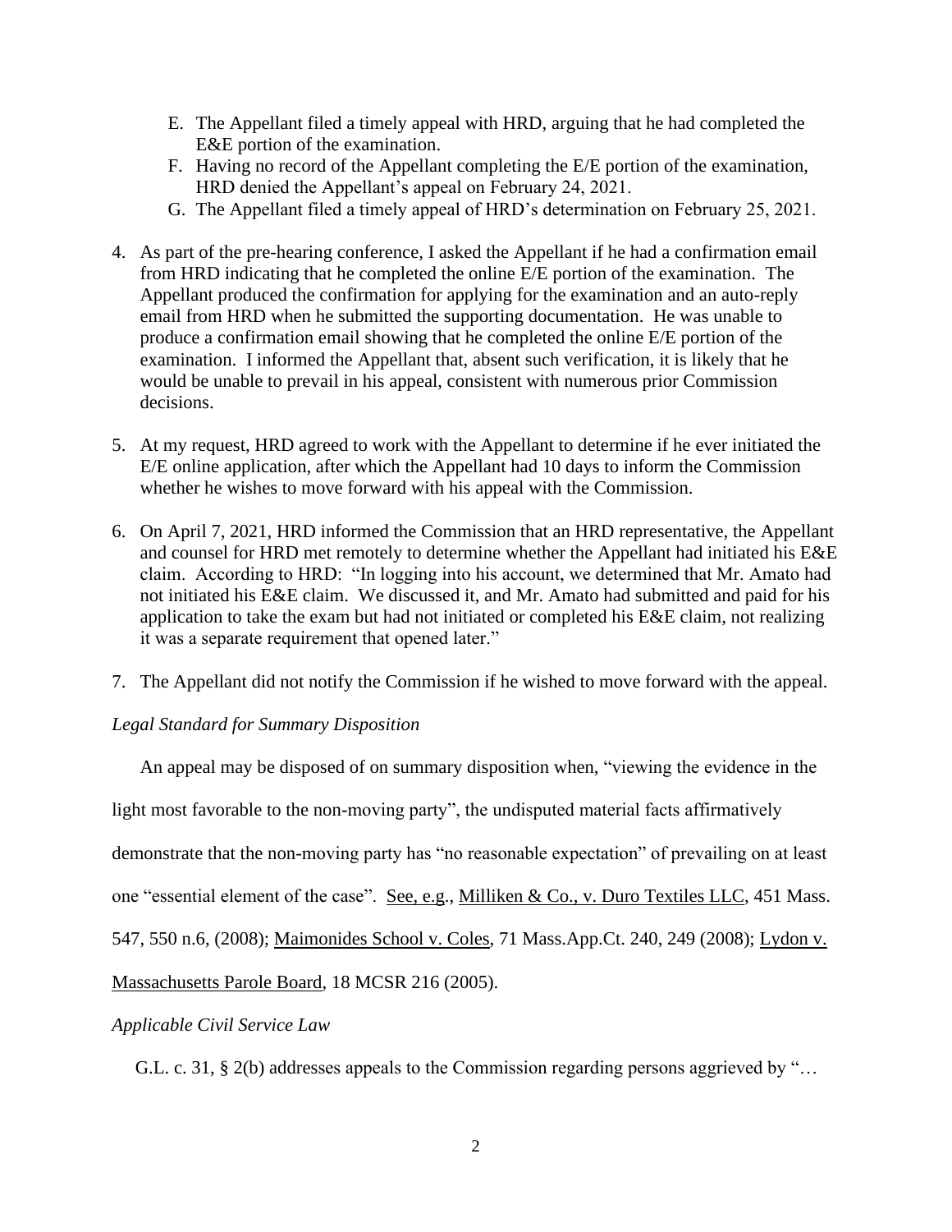E. The Appellant filed a timely appeal with HRD, arguing that he had completed the E&E portion of the examination.

F. Having no record of the Appellant completing the E/E portion of the examination, HRD denied the Appellant's appeal on February 24, 2021.

G. The Appellant filed a timely appeal of HRD's determination on February 25, 2021.

4. As part of the pre-hearing conference, I asked the Appellant if he had a confirmation email from HRD indicating that he completed the online E/E portion of the examination. The Appellant produced the confirmation for applying for the examination and an auto-reply email from HRD when he submitted the supporting documentation. He was unable to produce a confirmation email showing that he completed the online E/E portion of the examination. I informed the Appellant that, absent such verification, it is likely that he would be unable to prevail in his appeal, consistent with numerous prior Commission decisions.

5. At my request, HRD agreed to work with the Appellant to determine if he ever initiated the E/E online application, after which the Appellant had 10 days to inform the Commission whether he wishes to move forward with his appeal with the Commission.

6. On April 7, 2021, HRD informed the Commission that an HRD representative, the Appellant and counsel for HRD met remotely to determine whether the Appellant had initiated his E&E claim. According to HRD: "In logging into his account, we determined that Mr. Amato had not initiated his E&E claim. We discussed it, and Mr. Amato had submitted and paid for his application to take the exam but had not initiated or completed his E&E claim, not realizing it was a separate requirement that opened later."

7. The Appellant did not notify the Commission if he wished to move forward with the appeal.

*Legal Standard for Summary Disposition*

An appeal may be disposed of on summary disposition when, "viewing the evidence in the light most favorable to the non-moving party", the undisputed material facts affirmatively demonstrate that the non-moving party has "no reasonable expectation" of prevailing on at least one "essential element of the case". See, e.g., Milliken & Co., v. Duro Textiles LLC, 451 Mass. 547, 550 n.6, (2008); Maimonides School v. Coles, 71 Mass.App.Ct. 240, 249 (2008); Lydon v. Massachusetts Parole Board, 18 MCSR 216 (2005).

*Applicable Civil Service Law*

G.L. c. 31, § 2(b) addresses appeals to the Commission regarding persons aggrieved by "…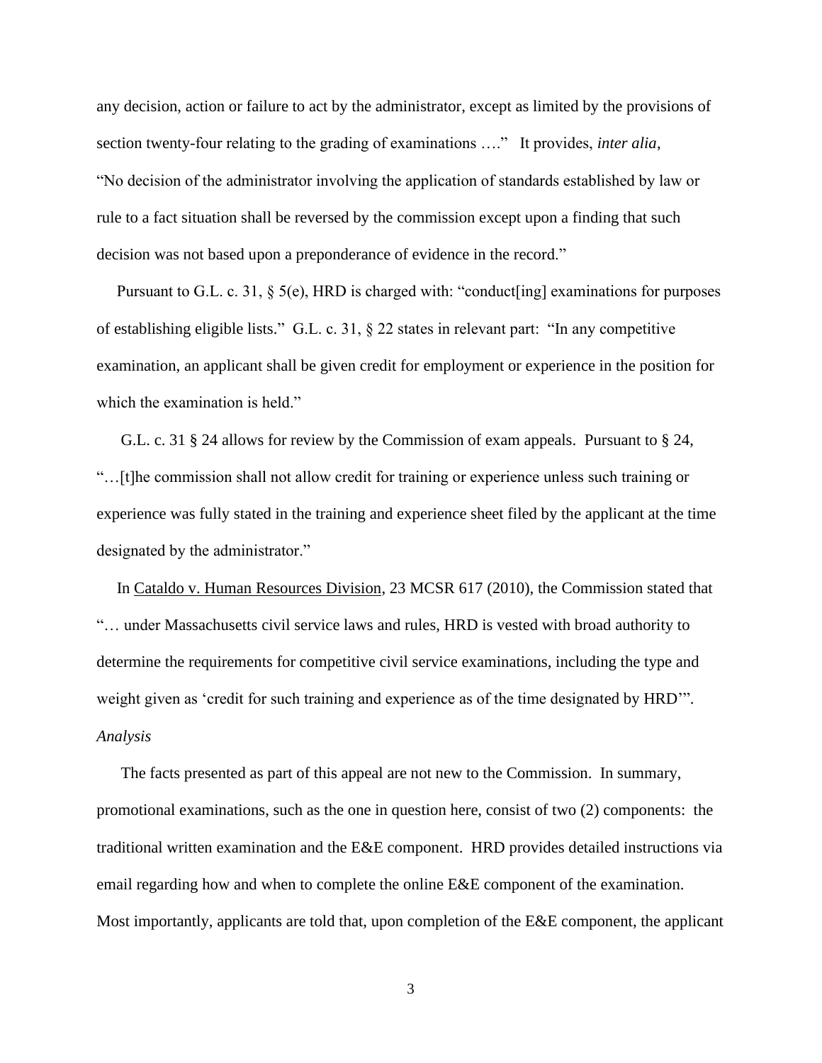any decision, action or failure to act by the administrator, except as limited by the provisions of section twenty-four relating to the grading of examinations …." It provides, *inter alia*, "No decision of the administrator involving the application of standards established by law or rule to a fact situation shall be reversed by the commission except upon a finding that such decision was not based upon a preponderance of evidence in the record."

Pursuant to G.L. c. 31, § 5(e), HRD is charged with: "conduct[ing] examinations for purposes of establishing eligible lists." G.L. c. 31, § 22 states in relevant part: "In any competitive examination, an applicant shall be given credit for employment or experience in the position for which the examination is held."

G.L. c. 31 § 24 allows for review by the Commission of exam appeals. Pursuant to § 24, "…[t]he commission shall not allow credit for training or experience unless such training or experience was fully stated in the training and experience sheet filed by the applicant at the time designated by the administrator."

In Cataldo v. Human Resources Division, 23 MCSR 617 (2010), the Commission stated that "… under Massachusetts civil service laws and rules, HRD is vested with broad authority to determine the requirements for competitive civil service examinations, including the type and weight given as 'credit for such training and experience as of the time designated by HRD'".

*Analysis*

The facts presented as part of this appeal are not new to the Commission. In summary, promotional examinations, such as the one in question here, consist of two (2) components: the traditional written examination and the E&E component. HRD provides detailed instructions via email regarding how and when to complete the online E&E component of the examination. Most importantly, applicants are told that, upon completion of the E&E component, the applicant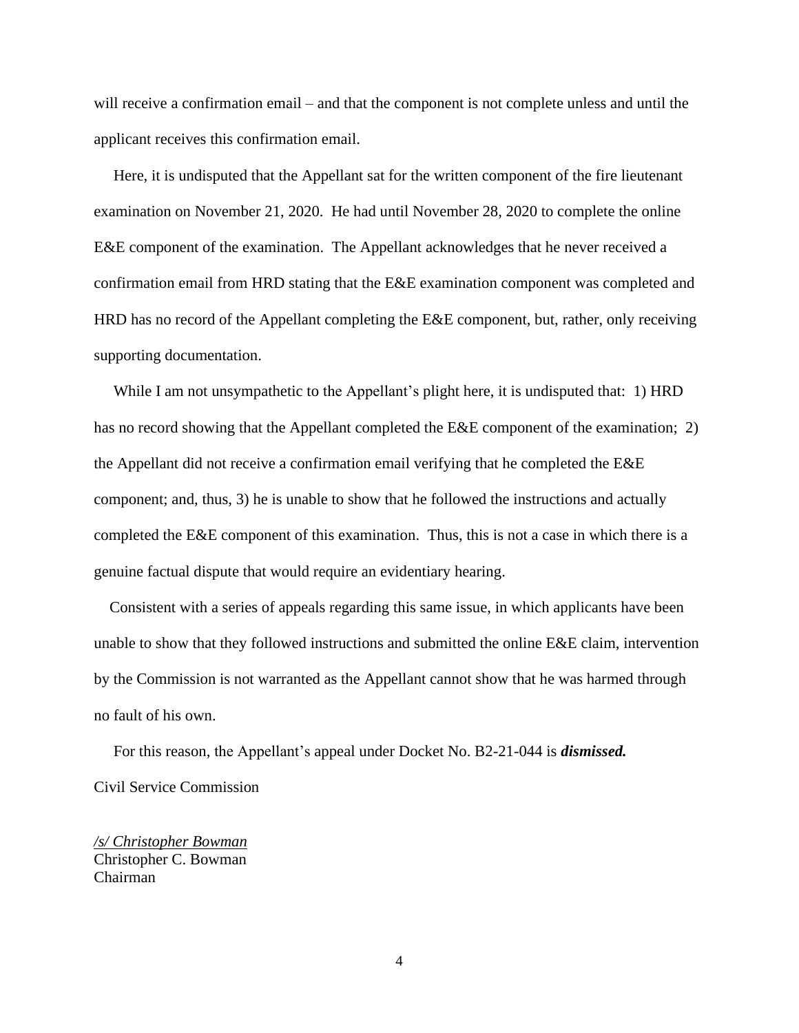will receive a confirmation email – and that the component is not complete unless and until the applicant receives this confirmation email.

Here, it is undisputed that the Appellant sat for the written component of the fire lieutenant examination on November 21, 2020. He had until November 28, 2020 to complete the online E&E component of the examination. The Appellant acknowledges that he never received a confirmation email from HRD stating that the E&E examination component was completed and HRD has no record of the Appellant completing the E&E component, but, rather, only receiving supporting documentation.

While I am not unsympathetic to the Appellant's plight here, it is undisputed that: 1) HRD has no record showing that the Appellant completed the E&E component of the examination; 2) the Appellant did not receive a confirmation email verifying that he completed the E&E component; and, thus, 3) he is unable to show that he followed the instructions and actually completed the E&E component of this examination. Thus, this is not a case in which there is a genuine factual dispute that would require an evidentiary hearing.

Consistent with a series of appeals regarding this same issue, in which applicants have been unable to show that they followed instructions and submitted the online E&E claim, intervention by the Commission is not warranted as the Appellant cannot show that he was harmed through no fault of his own.

For this reason, the Appellant's appeal under Docket No. B2-21-044 is ***dismissed.***

Civil Service Commission

*/s/ Christopher Bowman*
Christopher C. Bowman
Chairman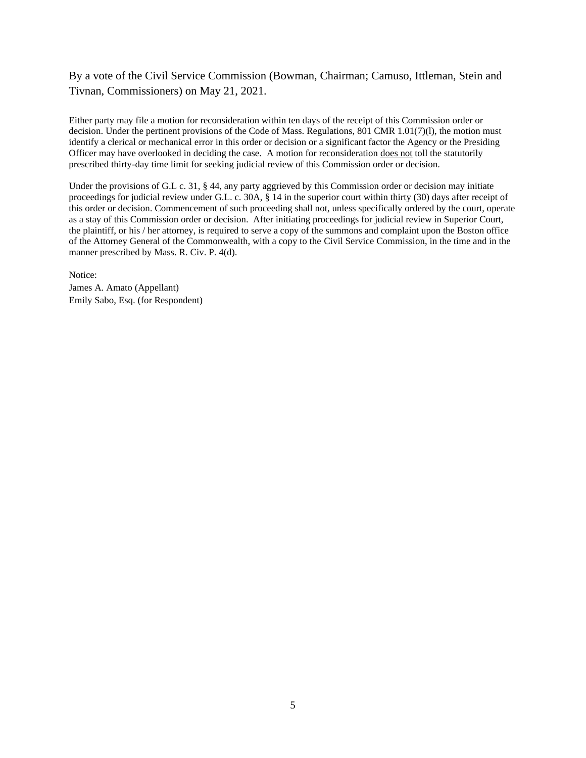By a vote of the Civil Service Commission (Bowman, Chairman; Camuso, Ittleman, Stein and Tivnan, Commissioners) on May 21, 2021.

Either party may file a motion for reconsideration within ten days of the receipt of this Commission order or decision. Under the pertinent provisions of the Code of Mass. Regulations, 801 CMR 1.01(7)(l), the motion must identify a clerical or mechanical error in this order or decision or a significant factor the Agency or the Presiding Officer may have overlooked in deciding the case. A motion for reconsideration does not toll the statutorily prescribed thirty-day time limit for seeking judicial review of this Commission order or decision.

Under the provisions of G.L c. 31, § 44, any party aggrieved by this Commission order or decision may initiate proceedings for judicial review under G.L. c. 30A, § 14 in the superior court within thirty (30) days after receipt of this order or decision. Commencement of such proceeding shall not, unless specifically ordered by the court, operate as a stay of this Commission order or decision. After initiating proceedings for judicial review in Superior Court, the plaintiff, or his / her attorney, is required to serve a copy of the summons and complaint upon the Boston office of the Attorney General of the Commonwealth, with a copy to the Civil Service Commission, in the time and in the manner prescribed by Mass. R. Civ. P. 4(d).

Notice:
James A. Amato (Appellant)
Emily Sabo, Esq. (for Respondent)